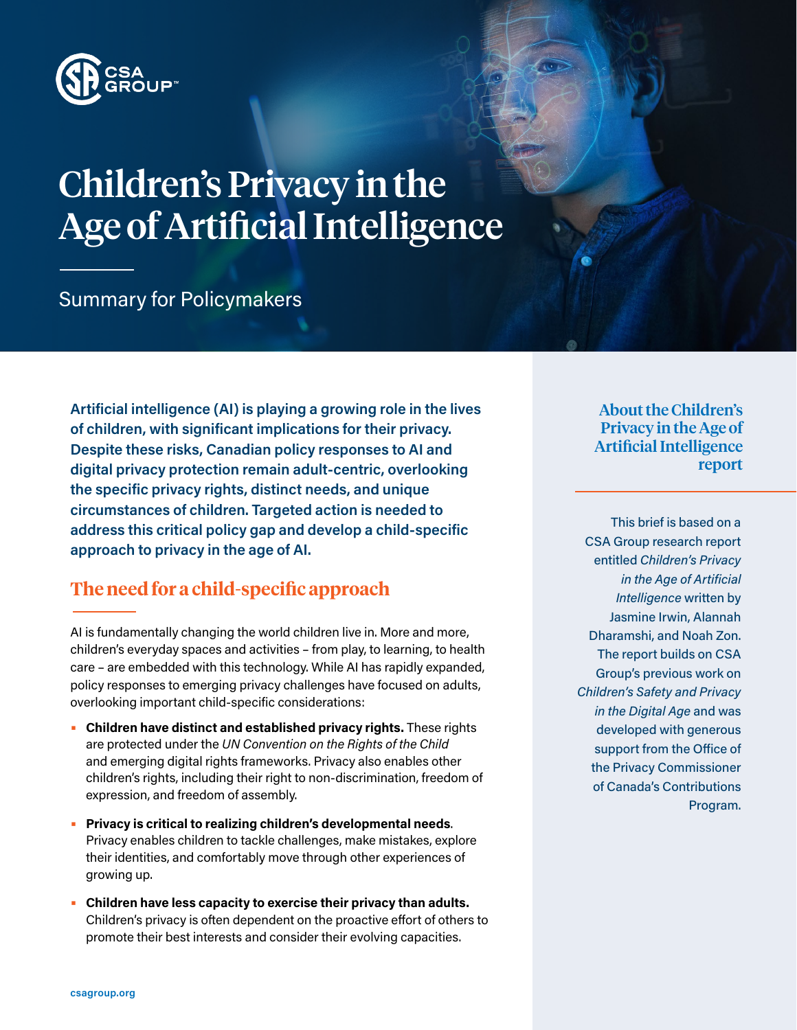# Children's Privacy in the Age of Artificial Intelligence

Summary for Policymakers

**Artificial intelligence (AI) is playing a growing role in the lives of children, with significant implications for their privacy. Despite these risks, Canadian policy responses to AI and digital privacy protection remain adult-centric, overlooking the specific privacy rights, distinct needs, and unique circumstances of children. Targeted action is needed to address this critical policy gap and develop a child-specific approach to privacy in the age of AI.**

## The need for a child-specific approach

AI is fundamentally changing the world children live in. More and more, children's everyday spaces and activities – from play, to learning, to health care – are embedded with this technology. While AI has rapidly expanded, policy responses to emerging privacy challenges have focused on adults, overlooking important child-specific considerations:

- **Children have distinct and established privacy rights.** These rights are protected under the *UN Convention on the Rights of the Child* and emerging digital rights frameworks. Privacy also enables other children's rights, including their right to non-discrimination, freedom of expression, and freedom of assembly.
- **Privacy is critical to realizing children's developmental needs**. Privacy enables children to tackle challenges, make mistakes, explore their identities, and comfortably move through other experiences of growing up.
- **Children have less capacity to exercise their privacy than adults.** Children's privacy is often dependent on the proactive effort of others to promote their best interests and consider their evolving capacities.

### About the Children's Privacy in the Age of Artificial Intelligence report

This brief is based on a CSA Group research report entitled *Children's Privacy in the Age of Artificial Intelligence* written by Jasmine Irwin, Alannah Dharamshi, and Noah Zon. The report builds on CSA Group's previous work on *Children's Safety and Privacy in the Digital Age* and was developed with generous support from the Office of the Privacy Commissioner of Canada's Contributions Program.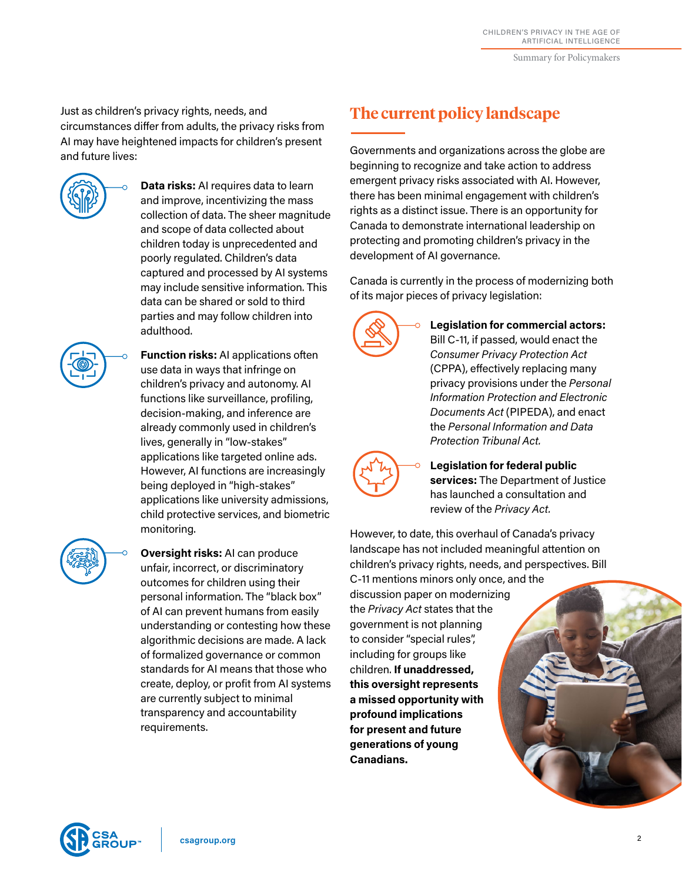Just as children's privacy rights, needs, and circumstances differ from adults, the privacy risks from AI may have heightened impacts for children's present and future lives:

**Data risks:** AI requires data to learn and improve, incentivizing the mass collection of data. The sheer magnitude and scope of data collected about children today is unprecedented and poorly regulated. Children's data captured and processed by AI systems may include sensitive information. This data can be shared or sold to third parties and may follow children into adulthood.

**Function risks:** AI applications often use data in ways that infringe on children's privacy and autonomy. AI functions like surveillance, profiling, decision-making, and inference are already commonly used in children's lives, generally in "low-stakes" applications like targeted online ads. However, AI functions are increasingly being deployed in "high-stakes" applications like university admissions, child protective services, and biometric monitoring.

**Oversight risks:** AI can produce unfair, incorrect, or discriminatory outcomes for children using their personal information. The "black box" of AI can prevent humans from easily understanding or contesting how these algorithmic decisions are made. A lack of formalized governance or common standards for AI means that those who create, deploy, or profit from AI systems are currently subject to minimal transparency and accountability requirements.

## The current policy landscape

Governments and organizations across the globe are beginning to recognize and take action to address emergent privacy risks associated with AI. However, there has been minimal engagement with children's rights as a distinct issue. There is an opportunity for Canada to demonstrate international leadership on protecting and promoting children's privacy in the development of AI governance.

Canada is currently in the process of modernizing both of its major pieces of privacy legislation:

**Legislation for commercial actors:** Bill C-11, if passed, would enact the *Consumer Privacy Protection Act* (CPPA), effectively replacing many privacy provisions under the *Personal Information Protection and Electronic Documents Act* (PIPEDA), and enact the *Personal Information and Data Protection Tribunal Act.*

**Legislation for federal public services:** The Department of Justice has launched a consultation and review of the *Privacy Act.*

However, to date, this overhaul of Canada's privacy landscape has not included meaningful attention on children's privacy rights, needs, and perspectives. Bill C-11 mentions minors only once, and the discussion paper on modernizing the *Privacy Act* states that the government is not planning to consider "special rules", including for groups like children. **If unaddressed, this oversight represents a missed opportunity with profound implications for present and future generations of young Canadians.**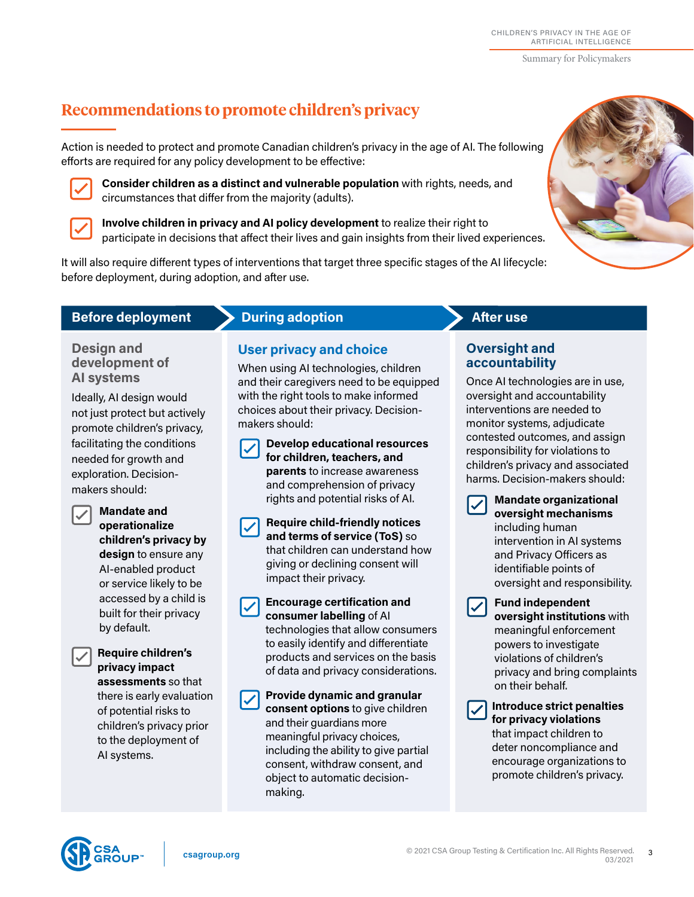# Recommendations to promote children's privacy

Action is needed to protect and promote Canadian children's privacy in the age of AI. The following efforts are required for any policy development to be effective:

- **Consider children as a distinct and vulnerable population** with rights, needs, and circumstances that differ from the majority (adults).
- **Involve children in privacy and AI policy development** to realize their right to participate in decisions that affect their lives and gain insights from their lived experiences.

It will also require different types of interventions that target three specific stages of the AI lifecycle: before deployment, during adoption, and after use.

## Before deployment

### Design and development of AI systems

Ideally, AI design would not just protect but actively promote children's privacy, facilitating the conditions needed for growth and exploration. Decision-makers should:

- **Mandate and operationalize children's privacy by design** to ensure any AI-enabled product or service likely to be accessed by a child is built for their privacy by default.
- **Require children's privacy impact assessments** so that there is early evaluation of potential risks to children's privacy prior to the deployment of AI systems.

## During adoption

### User privacy and choice

When using AI technologies, children and their caregivers need to be equipped with the right tools to make informed choices about their privacy. Decision-makers should:

- **Develop educational resources for children, teachers, and parents** to increase awareness and comprehension of privacy rights and potential risks of AI.
- **Require child-friendly notices and terms of service (ToS)** so that children can understand how giving or declining consent will impact their privacy.
- **Encourage certification and consumer labelling** of AI technologies that allow consumers to easily identify and differentiate products and services on the basis of data and privacy considerations.
- **Provide dynamic and granular consent options** to give children and their guardians more meaningful privacy choices, including the ability to give partial consent, withdraw consent, and object to automatic decision-making.

## After use

### Oversight and accountability

Once AI technologies are in use, oversight and accountability interventions are needed to monitor systems, adjudicate contested outcomes, and assign responsibility for violations to children's privacy and associated harms. Decision-makers should:

- **Mandate organizational oversight mechanisms** including human intervention in AI systems and Privacy Officers as identifiable points of oversight and responsibility.
- **Fund independent oversight institutions** with meaningful enforcement powers to investigate violations of children's privacy and bring complaints on their behalf.
- **Introduce strict penalties for privacy violations** that impact children to deter noncompliance and encourage organizations to promote children's privacy.

csagroup.org

© 2021 CSA Group Testing & Certification Inc. All Rights Reserved. 03/2021